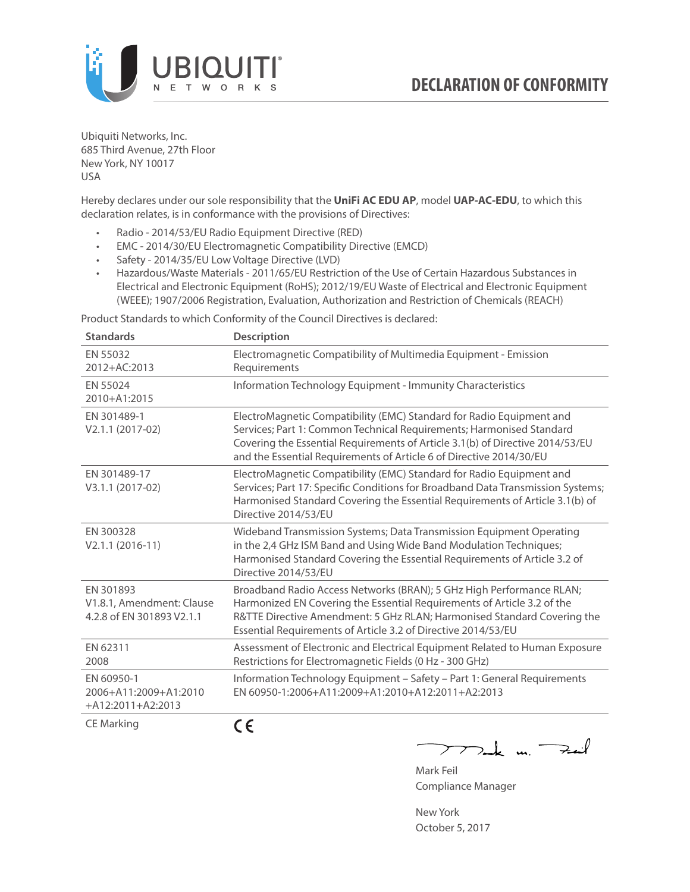# DECLARATION OF CONFORMITY

Ubiquiti Networks, Inc.
685 Third Avenue, 27th Floor
New York, NY 10017
USA

Hereby declares under our sole responsibility that the **UniFi AC EDU AP**, model **UAP-AC-EDU**, to which this declaration relates, is in conformance with the provisions of Directives:

- Radio - 2014/53/EU Radio Equipment Directive (RED)
- EMC - 2014/30/EU Electromagnetic Compatibility Directive (EMCD)
- Safety - 2014/35/EU Low Voltage Directive (LVD)
- Hazardous/Waste Materials - 2011/65/EU Restriction of the Use of Certain Hazardous Substances in Electrical and Electronic Equipment (RoHS); 2012/19/EU Waste of Electrical and Electronic Equipment (WEEE); 1907/2006 Registration, Evaluation, Authorization and Restriction of Chemicals (REACH)

Product Standards to which Conformity of the Council Directives is declared:

| Standards | Description |
|---|---|
| EN 55032 2012+AC:2013 | Electromagnetic Compatibility of Multimedia Equipment - Emission Requirements |
| EN 55024 2010+A1:2015 | Information Technology Equipment - Immunity Characteristics |
| EN 301489-1 V2.1.1 (2017-02) | ElectroMagnetic Compatibility (EMC) Standard for Radio Equipment and Services; Part 1: Common Technical Requirements; Harmonised Standard Covering the Essential Requirements of Article 3.1(b) of Directive 2014/53/EU and the Essential Requirements of Article 6 of Directive 2014/30/EU |
| EN 301489-17 V3.1.1 (2017-02) | ElectroMagnetic Compatibility (EMC) Standard for Radio Equipment and Services; Part 17: Specific Conditions for Broadband Data Transmission Systems; Harmonised Standard Covering the Essential Requirements of Article 3.1(b) of Directive 2014/53/EU |
| EN 300328 V2.1.1 (2016-11) | Wideband Transmission Systems; Data Transmission Equipment Operating in the 2,4 GHz ISM Band and Using Wide Band Modulation Techniques; Harmonised Standard Covering the Essential Requirements of Article 3.2 of Directive 2014/53/EU |
| EN 301893 V1.8.1, Amendment: Clause 4.2.8 of EN 301893 V2.1.1 | Broadband Radio Access Networks (BRAN); 5 GHz High Performance RLAN; Harmonized EN Covering the Essential Requirements of Article 3.2 of the R&TTE Directive Amendment: 5 GHz RLAN; Harmonised Standard Covering the Essential Requirements of Article 3.2 of Directive 2014/53/EU |
| EN 62311 2008 | Assessment of Electronic and Electrical Equipment Related to Human Exposure Restrictions for Electromagnetic Fields (0 Hz - 300 GHz) |
| EN 60950-1 2006+A11:2009+A1:2010 +A12:2011+A2:2013 | Information Technology Equipment – Safety – Part 1: General Requirements EN 60950-1:2006+A11:2009+A1:2010+A12:2011+A2:2013 |
| CE Marking | CE |

Mark Feil
Compliance Manager

New York
October 5, 2017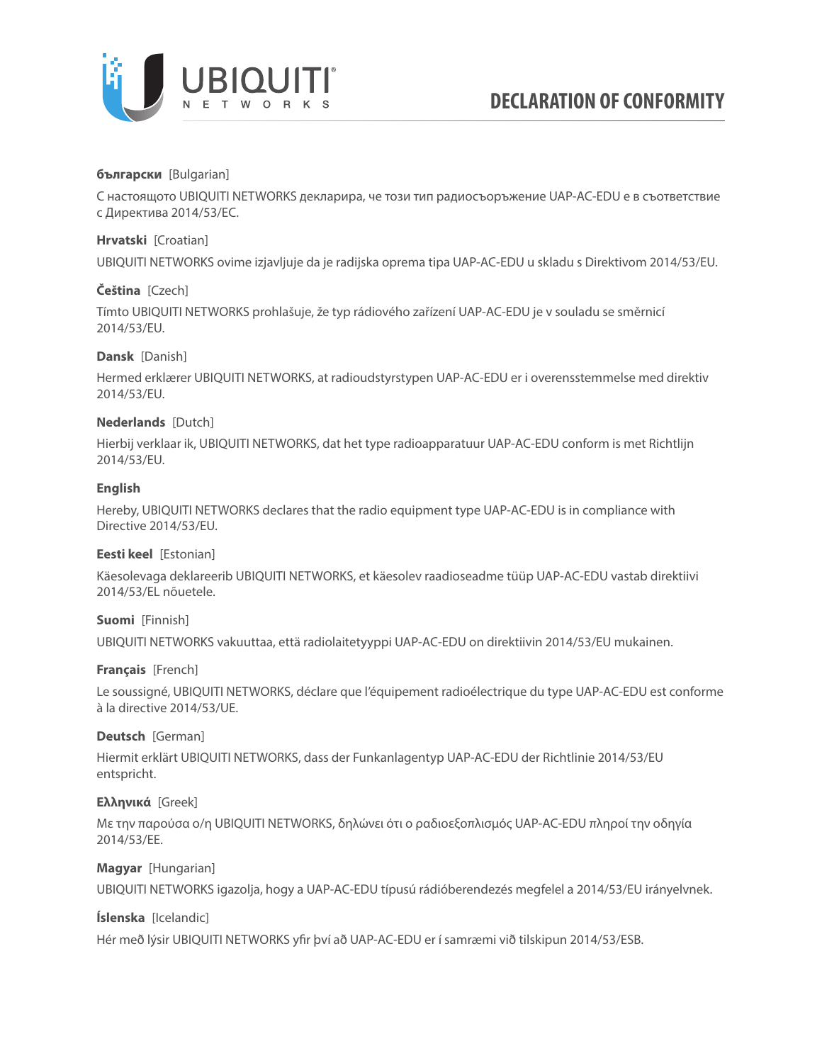# DECLARATION OF CONFORMITY

**български** [Bulgarian]

С настоящото UBIQUITI NETWORKS декларира, че този тип радиосъоръжение UAP-AC-EDU е в съответствие с Директива 2014/53/ЕС.

**Hrvatski** [Croatian]

UBIQUITI NETWORKS ovime izjavljuje da je radijska oprema tipa UAP-AC-EDU u skladu s Direktivom 2014/53/EU.

**Čeština** [Czech]

Tímto UBIQUITI NETWORKS prohlašuje, že typ rádiového zařízení UAP-AC-EDU je v souladu se směrnicí 2014/53/EU.

**Dansk** [Danish]

Hermed erklærer UBIQUITI NETWORKS, at radioudstyrstypen UAP-AC-EDU er i overensstemmelse med direktiv 2014/53/EU.

**Nederlands** [Dutch]

Hierbij verklaar ik, UBIQUITI NETWORKS, dat het type radioapparatuur UAP-AC-EDU conform is met Richtlijn 2014/53/EU.

**English**

Hereby, UBIQUITI NETWORKS declares that the radio equipment type UAP-AC-EDU is in compliance with Directive 2014/53/EU.

**Eesti keel** [Estonian]

Käesolevaga deklareerib UBIQUITI NETWORKS, et käesolev raadioseadme tüüp UAP-AC-EDU vastab direktiivi 2014/53/EL nõuetele.

**Suomi** [Finnish]

UBIQUITI NETWORKS vakuuttaa, että radiolaitetyyppi UAP-AC-EDU on direktiivin 2014/53/EU mukainen.

**Français** [French]

Le soussigné, UBIQUITI NETWORKS, déclare que l'équipement radioélectrique du type UAP-AC-EDU est conforme à la directive 2014/53/UE.

**Deutsch** [German]

Hiermit erklärt UBIQUITI NETWORKS, dass der Funkanlagentyp UAP-AC-EDU der Richtlinie 2014/53/EU entspricht.

**Ελληνικά** [Greek]

Με την παρούσα ο/η UBIQUITI NETWORKS, δηλώνει ότι ο ραδιοεξοπλισμός UAP-AC-EDU πληροί την οδηγία 2014/53/ΕΕ.

**Magyar** [Hungarian]

UBIQUITI NETWORKS igazolja, hogy a UAP-AC-EDU típusú rádióberendezés megfelel a 2014/53/EU irányelvnek.

**Íslenska** [Icelandic]

Hér með lýsir UBIQUITI NETWORKS yfir því að UAP-AC-EDU er í samræmi við tilskipun 2014/53/ESB.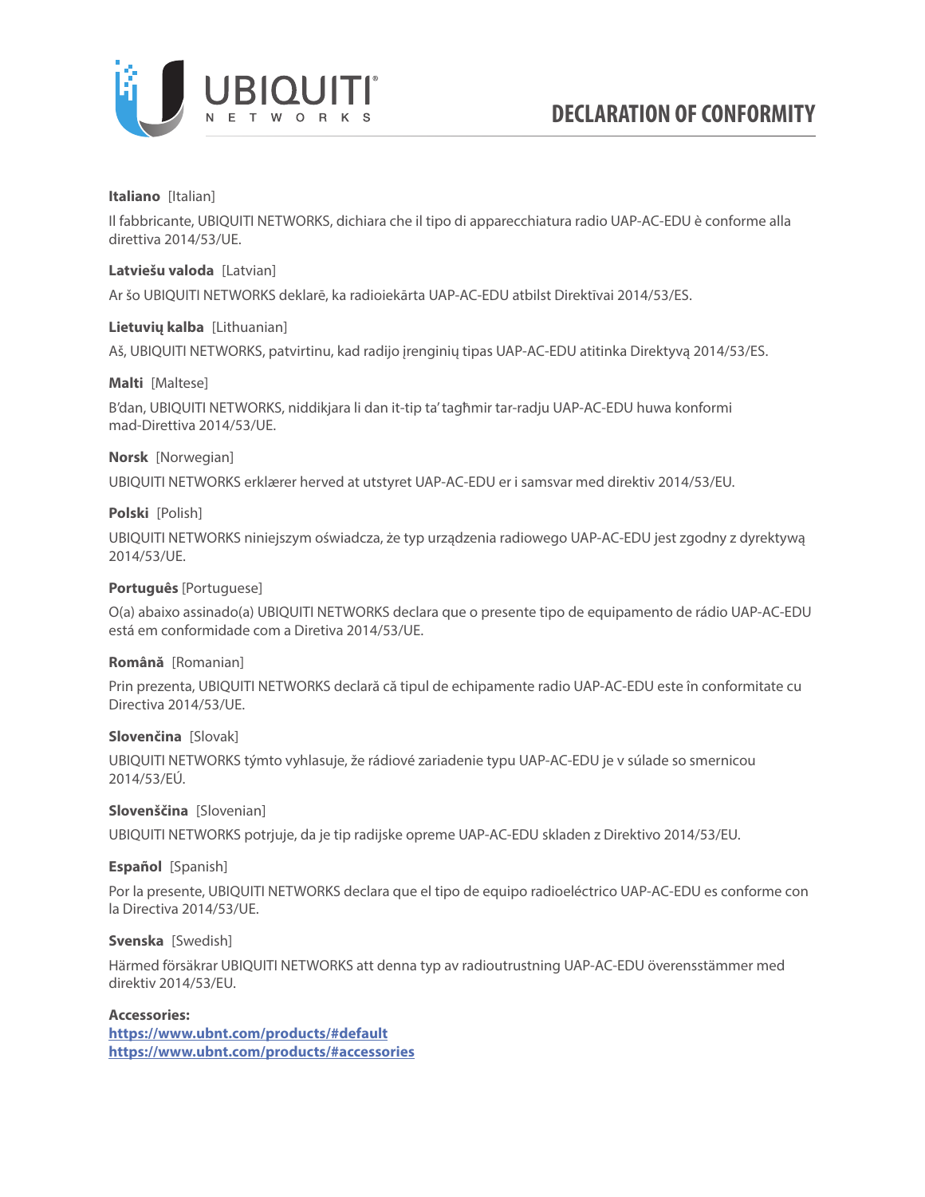**Italiano** [Italian]

Il fabbricante, UBIQUITI NETWORKS, dichiara che il tipo di apparecchiatura radio UAP-AC-EDU è conforme alla direttiva 2014/53/UE.

**Latviešu valoda** [Latvian]

Ar šo UBIQUITI NETWORKS deklarē, ka radioiekārta UAP-AC-EDU atbilst Direktīvai 2014/53/ES.

**Lietuvių kalba** [Lithuanian]

Aš, UBIQUITI NETWORKS, patvirtinu, kad radijo įrenginių tipas UAP-AC-EDU atitinka Direktyvą 2014/53/ES.

**Malti** [Maltese]

B'dan, UBIQUITI NETWORKS, niddikjara li dan it-tip ta' tagħmir tar-radju UAP-AC-EDU huwa konformi mad-Direttiva 2014/53/UE.

**Norsk** [Norwegian]

UBIQUITI NETWORKS erklærer herved at utstyret UAP-AC-EDU er i samsvar med direktiv 2014/53/EU.

**Polski** [Polish]

UBIQUITI NETWORKS niniejszym oświadcza, że typ urządzenia radiowego UAP-AC-EDU jest zgodny z dyrektywą 2014/53/UE.

**Português** [Portuguese]

O(a) abaixo assinado(a) UBIQUITI NETWORKS declara que o presente tipo de equipamento de rádio UAP-AC-EDU está em conformidade com a Diretiva 2014/53/UE.

**Română** [Romanian]

Prin prezenta, UBIQUITI NETWORKS declară că tipul de echipamente radio UAP-AC-EDU este în conformitate cu Directiva 2014/53/UE.

**Slovenčina** [Slovak]

UBIQUITI NETWORKS týmto vyhlasuje, že rádiové zariadenie typu UAP-AC-EDU je v súlade so smernicou 2014/53/EÚ.

**Slovenščina** [Slovenian]

UBIQUITI NETWORKS potrjuje, da je tip radijske opreme UAP-AC-EDU skladen z Direktivo 2014/53/EU.

**Español** [Spanish]

Por la presente, UBIQUITI NETWORKS declara que el tipo de equipo radioeléctrico UAP-AC-EDU es conforme con la Directiva 2014/53/UE.

**Svenska** [Swedish]

Härmed försäkrar UBIQUITI NETWORKS att denna typ av radioutrustning UAP-AC-EDU överensstämmer med direktiv 2014/53/EU.

**Accessories:**
**https://www.ubnt.com/products/#default**
**https://www.ubnt.com/products/#accessories**